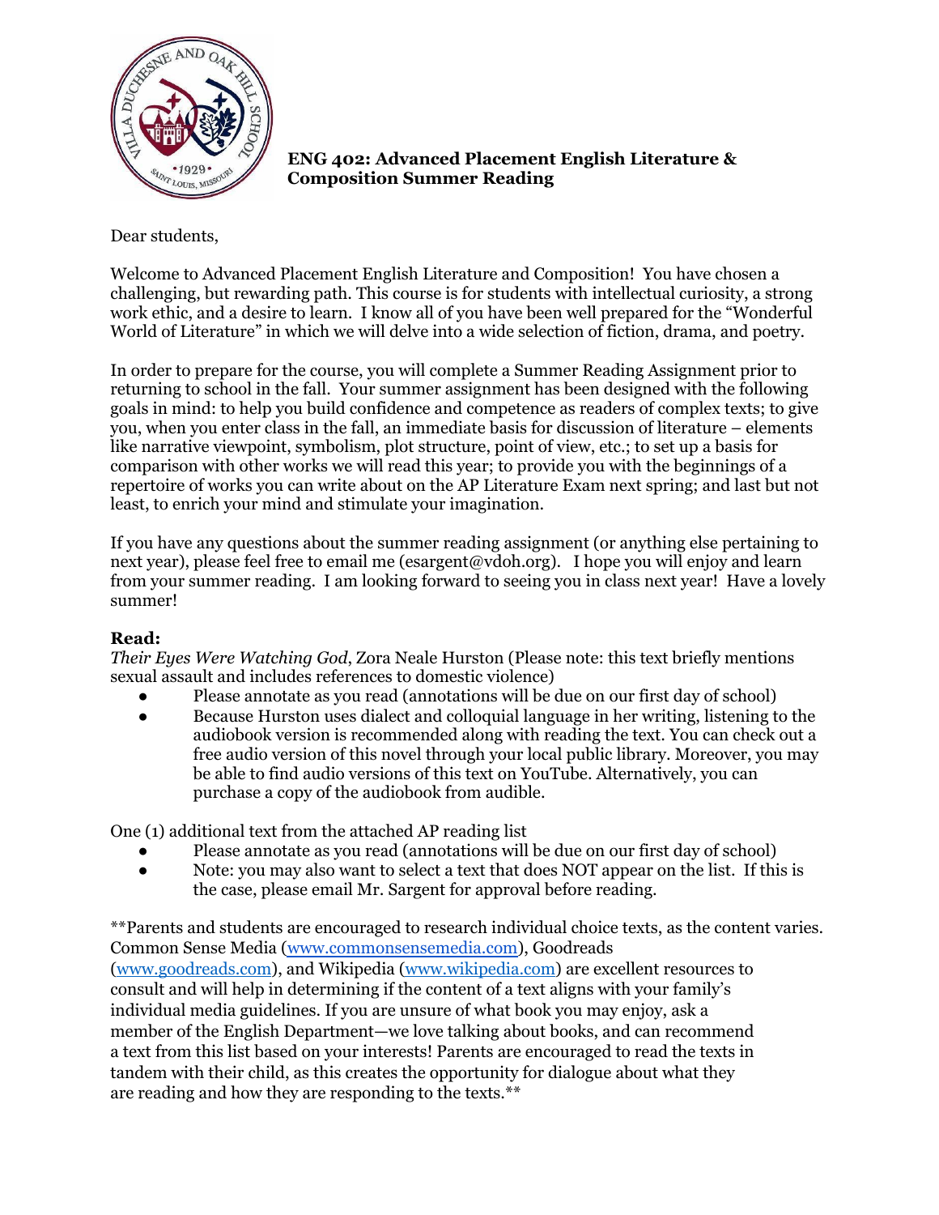## ENG 402: Advanced Placement English Literature & Composition Summer Reading

Dear students,

Welcome to Advanced Placement English Literature and Composition! You have chosen a challenging, but rewarding path. This course is for students with intellectual curiosity, a strong work ethic, and a desire to learn. I know all of you have been well prepared for the "Wonderful World of Literature" in which we will delve into a wide selection of fiction, drama, and poetry.

In order to prepare for the course, you will complete a Summer Reading Assignment prior to returning to school in the fall. Your summer assignment has been designed with the following goals in mind: to help you build confidence and competence as readers of complex texts; to give you, when you enter class in the fall, an immediate basis for discussion of literature – elements like narrative viewpoint, symbolism, plot structure, point of view, etc.; to set up a basis for comparison with other works we will read this year; to provide you with the beginnings of a repertoire of works you can write about on the AP Literature Exam next spring; and last but not least, to enrich your mind and stimulate your imagination.

If you have any questions about the summer reading assignment (or anything else pertaining to next year), please feel free to email me (esargent@vdoh.org). I hope you will enjoy and learn from your summer reading. I am looking forward to seeing you in class next year! Have a lovely summer!

**Read:**

*Their Eyes Were Watching God*, Zora Neale Hurston (Please note: this text briefly mentions sexual assault and includes references to domestic violence)

- Please annotate as you read (annotations will be due on our first day of school)
- Because Hurston uses dialect and colloquial language in her writing, listening to the audiobook version is recommended along with reading the text. You can check out a free audio version of this novel through your local public library. Moreover, you may be able to find audio versions of this text on YouTube. Alternatively, you can purchase a copy of the audiobook from audible.

One (1) additional text from the attached AP reading list

- Please annotate as you read (annotations will be due on our first day of school)
- Note: you may also want to select a text that does NOT appear on the list. If this is the case, please email Mr. Sargent for approval before reading.

**Parents and students are encouraged to research individual choice texts, as the content varies. Common Sense Media ([www.commonsensemedia.com](http://www.commonsensemedia.com)), Goodreads ([www.goodreads.com](http://www.goodreads.com)), and Wikipedia ([www.wikipedia.com](http://www.wikipedia.com)) are excellent resources to consult and will help in determining if the content of a text aligns with your family's individual media guidelines. If you are unsure of what book you may enjoy, ask a member of the English Department—we love talking about books, and can recommend a text from this list based on your interests! Parents are encouraged to read the texts in tandem with their child, as this creates the opportunity for dialogue about what they are reading and how they are responding to the texts.**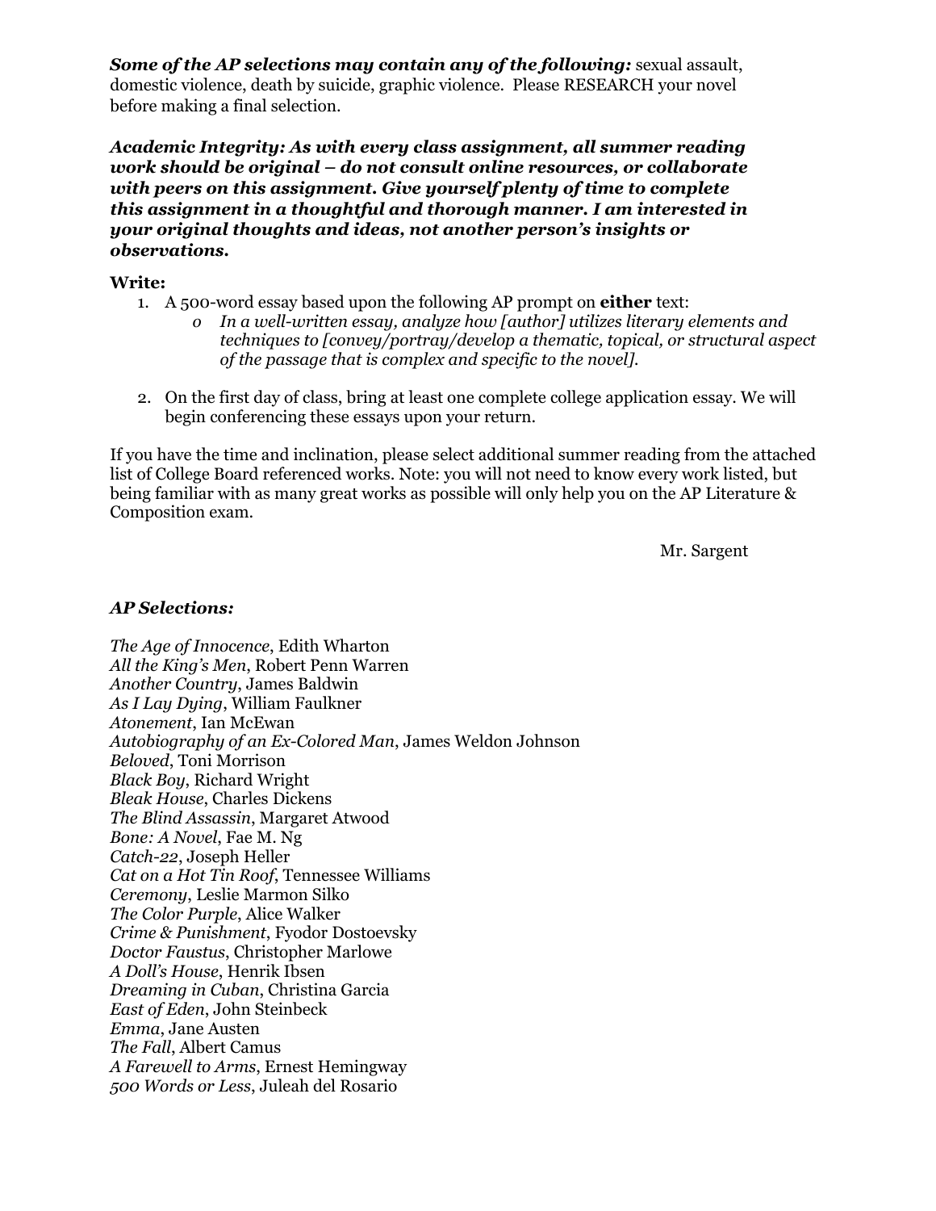***Some of the AP selections may contain any of the following:*** sexual assault, domestic violence, death by suicide, graphic violence. Please RESEARCH your novel before making a final selection.

***Academic Integrity: As with every class assignment, all summer reading work should be original – do not consult online resources, or collaborate with peers on this assignment. Give yourself plenty of time to complete this assignment in a thoughtful and thorough manner. I am interested in your original thoughts and ideas, not another person's insights or observations.***

**Write:**

1. A 500-word essay based upon the following AP prompt on **either** text:
   - *In a well-written essay, analyze how [author] utilizes literary elements and techniques to [convey/portray/develop a thematic, topical, or structural aspect of the passage that is complex and specific to the novel].*

2. On the first day of class, bring at least one complete college application essay. We will begin conferencing these essays upon your return.

If you have the time and inclination, please select additional summer reading from the attached list of College Board referenced works. Note: you will not need to know every work listed, but being familiar with as many great works as possible will only help you on the AP Literature & Composition exam.

Mr. Sargent

***AP Selections:***

*The Age of Innocence*, Edith Wharton
*All the King's Men*, Robert Penn Warren
*Another Country*, James Baldwin
*As I Lay Dying*, William Faulkner
*Atonement*, Ian McEwan
*Autobiography of an Ex-Colored Man*, James Weldon Johnson
*Beloved*, Toni Morrison
*Black Boy*, Richard Wright
*Bleak House*, Charles Dickens
*The Blind Assassin*, Margaret Atwood
*Bone: A Novel*, Fae M. Ng
*Catch-22*, Joseph Heller
*Cat on a Hot Tin Roof*, Tennessee Williams
*Ceremony*, Leslie Marmon Silko
*The Color Purple*, Alice Walker
*Crime & Punishment*, Fyodor Dostoevsky
*Doctor Faustus*, Christopher Marlowe
*A Doll's House*, Henrik Ibsen
*Dreaming in Cuban*, Christina Garcia
*East of Eden*, John Steinbeck
*Emma*, Jane Austen
*The Fall*, Albert Camus
*A Farewell to Arms*, Ernest Hemingway
*500 Words or Less*, Juleah del Rosario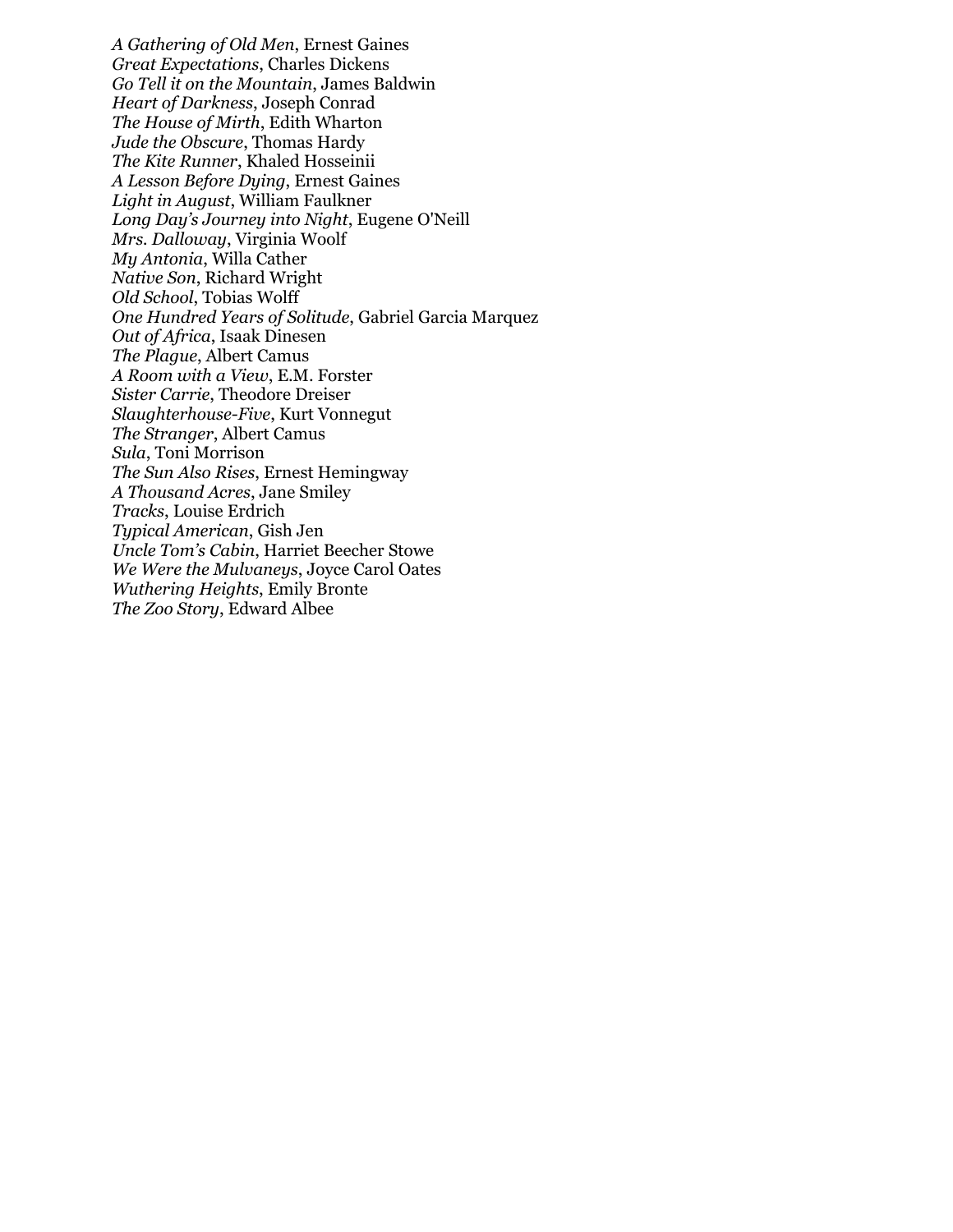*A Gathering of Old Men*, Ernest Gaines
*Great Expectations*, Charles Dickens
*Go Tell it on the Mountain*, James Baldwin
*Heart of Darkness*, Joseph Conrad
*The House of Mirth*, Edith Wharton
*Jude the Obscure*, Thomas Hardy
*The Kite Runner*, Khaled Hosseinii
*A Lesson Before Dying*, Ernest Gaines
*Light in August*, William Faulkner
*Long Day's Journey into Night*, Eugene O'Neill
*Mrs. Dalloway*, Virginia Woolf
*My Antonia*, Willa Cather
*Native Son*, Richard Wright
*Old School*, Tobias Wolff
*One Hundred Years of Solitude*, Gabriel Garcia Marquez
*Out of Africa*, Isaak Dinesen
*The Plague*, Albert Camus
*A Room with a View*, E.M. Forster
*Sister Carrie*, Theodore Dreiser
*Slaughterhouse-Five*, Kurt Vonnegut
*The Stranger*, Albert Camus
*Sula*, Toni Morrison
*The Sun Also Rises*, Ernest Hemingway
*A Thousand Acres*, Jane Smiley
*Tracks*, Louise Erdrich
*Typical American*, Gish Jen
*Uncle Tom's Cabin*, Harriet Beecher Stowe
*We Were the Mulvaneys*, Joyce Carol Oates
*Wuthering Heights*, Emily Bronte
*The Zoo Story*, Edward Albee